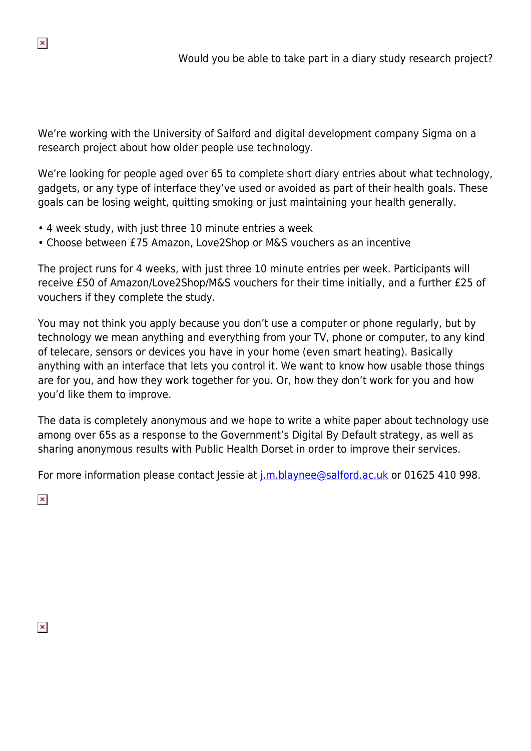Would you be able to take part in a diary study research project?

We're working with the University of Salford and digital development company Sigma on a research project about how older people use technology.

We're looking for people aged over 65 to complete short diary entries about what technology, gadgets, or any type of interface they've used or avoided as part of their health goals. These goals can be losing weight, quitting smoking or just maintaining your health generally.

- 4 week study, with just three 10 minute entries a week
- Choose between £75 Amazon, Love2Shop or M&S vouchers as an incentive

The project runs for 4 weeks, with just three 10 minute entries per week. Participants will receive £50 of Amazon/Love2Shop/M&S vouchers for their time initially, and a further £25 of vouchers if they complete the study.

You may not think you apply because you don't use a computer or phone regularly, but by technology we mean anything and everything from your TV, phone or computer, to any kind of telecare, sensors or devices you have in your home (even smart heating). Basically anything with an interface that lets you control it. We want to know how usable those things are for you, and how they work together for you. Or, how they don't work for you and how you'd like them to improve.

The data is completely anonymous and we hope to write a white paper about technology use among over 65s as a response to the Government's Digital By Default strategy, as well as sharing anonymous results with Public Health Dorset in order to improve their services.

For more information please contact Jessie at j.m.blaynee@salford.ac.uk or 01625 410 998.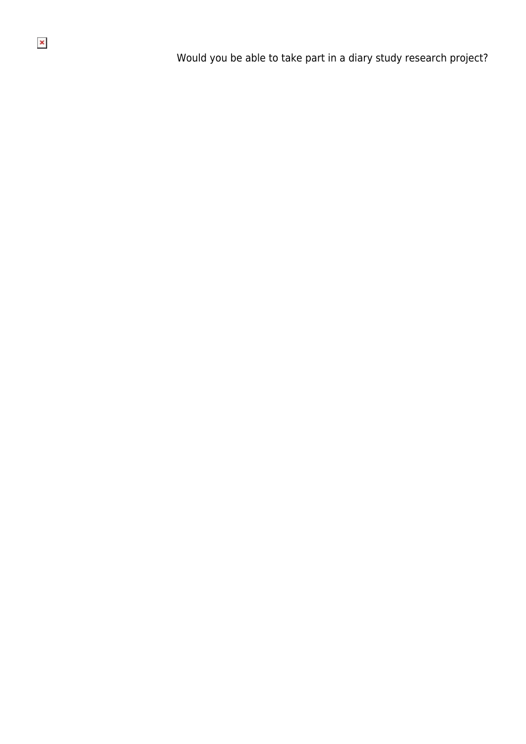Would you be able to take part in a diary study research project?